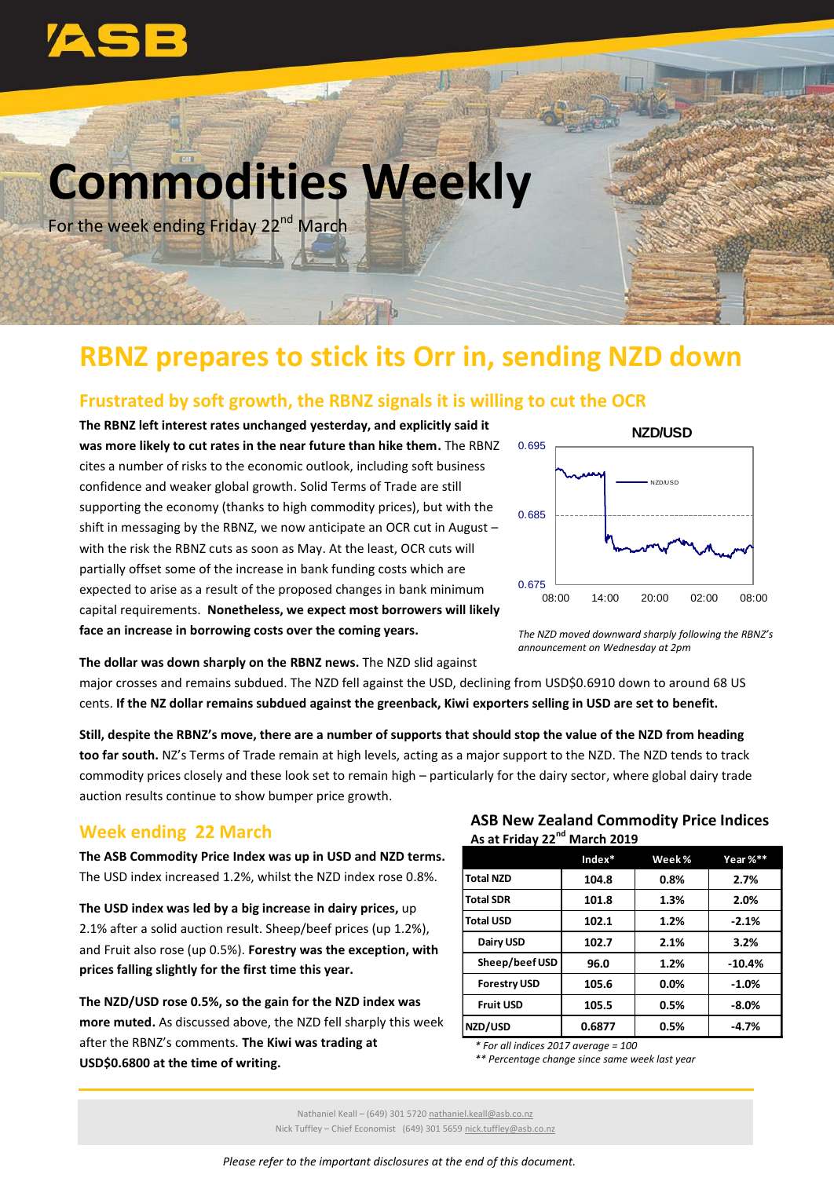# Commodities Weekly

For the week ending Friday 22nd March

# RBNZ prepares to stick its Orr in, sending NZD down

## Frustrated by soft growth, the RBNZ signals it is willing to cut the OCR

**The RBNZ left interest rates unchanged yesterday, and explicitly said it was more likely to cut rates in the near future than hike them.** The RBNZ cites a number of risks to the economic outlook, including soft business confidence and weaker global growth. Solid Terms of Trade are still supporting the economy (thanks to high commodity prices), but with the shift in messaging by the RBNZ, we now anticipate an OCR cut in August – with the risk the RBNZ cuts as soon as May. At the least, OCR cuts will partially offset some of the increase in bank funding costs which are expected to arise as a result of the proposed changes in bank minimum capital requirements. **Nonetheless, we expect most borrowers will likely face an increase in borrowing costs over the coming years.**

*The NZD moved downward sharply following the RBNZ's announcement on Wednesday at 2pm*

**The dollar was down sharply on the RBNZ news.** The NZD slid against major crosses and remains subdued. The NZD fell against the USD, declining from USD$0.6910 down to around 68 US cents. **If the NZ dollar remains subdued against the greenback, Kiwi exporters selling in USD are set to benefit.**

**Still, despite the RBNZ's move, there are a number of supports that should stop the value of the NZD from heading too far south.** NZ's Terms of Trade remain at high levels, acting as a major support to the NZD. The NZD tends to track commodity prices closely and these look set to remain high – particularly for the dairy sector, where global dairy trade auction results continue to show bumper price growth.

## Week ending 22 March

**The ASB Commodity Price Index was up in USD and NZD terms.** The USD index increased 1.2%, whilst the NZD index rose 0.8%.

**The USD index was led by a big increase in dairy prices,** up 2.1% after a solid auction result. Sheep/beef prices (up 1.2%), and Fruit also rose (up 0.5%). **Forestry was the exception, with prices falling slightly for the first time this year.**

**The NZD/USD rose 0.5%, so the gain for the NZD index was more muted.** As discussed above, the NZD fell sharply this week after the RBNZ's comments. **The Kiwi was trading at USD$0.6800 at the time of writing.**

### ASB New Zealand Commodity Price Indices

As at Friday 22nd March 2019

| | Index* | Week% | Year %** |
|---|---|---|---|
| Total NZD | 104.8 | 0.8% | 2.7% |
| Total SDR | 101.8 | 1.3% | 2.0% |
| Total USD | 102.1 | 1.2% | -2.1% |
| Dairy USD | 102.7 | 2.1% | 3.2% |
| Sheep/beef USD | 96.0 | 1.2% | -10.4% |
| Forestry USD | 105.6 | 0.0% | -1.0% |
| Fruit USD | 105.5 | 0.5% | -8.0% |
| NZD/USD | 0.6877 | 0.5% | -4.7% |

*\* For all indices 2017 average = 100*
*\*\* Percentage change since same week last year*

Nathaniel Keall – (649) 301 5720 nathaniel.keall@asb.co.nz
Nick Tuffley – Chief Economist (649) 301 5659 nick.tuffley@asb.co.nz

*Please refer to the important disclosures at the end of this document.*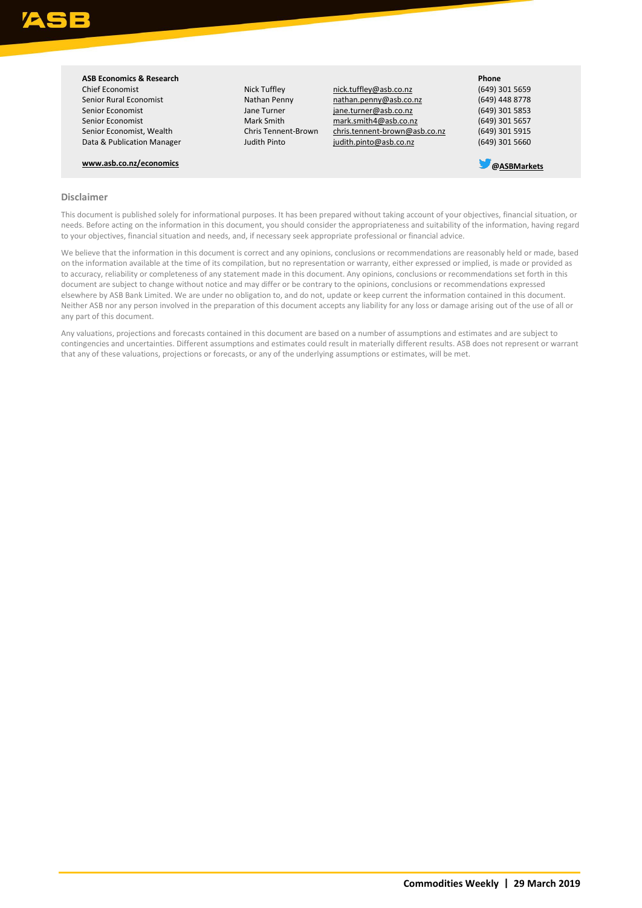| ASB Economics & Research | | | Phone |
|---|---|---|---|
| Chief Economist | Nick Tuffley | nick.tuffley@asb.co.nz | (649) 301 5659 |
| Senior Rural Economist | Nathan Penny | nathan.penny@asb.co.nz | (649) 448 8778 |
| Senior Economist | Jane Turner | jane.turner@asb.co.nz | (649) 301 5853 |
| Senior Economist | Mark Smith | mark.smith4@asb.co.nz | (649) 301 5657 |
| Senior Economist, Wealth | Chris Tennent-Brown | chris.tennent-brown@asb.co.nz | (649) 301 5915 |
| Data & Publication Manager | Judith Pinto | judith.pinto@asb.co.nz | (649) 301 5660 |

**www.asb.co.nz/economics**

**@ASBMarkets**

## Disclaimer

This document is published solely for informational purposes. It has been prepared without taking account of your objectives, financial situation, or needs. Before acting on the information in this document, you should consider the appropriateness and suitability of the information, having regard to your objectives, financial situation and needs, and, if necessary seek appropriate professional or financial advice.

We believe that the information in this document is correct and any opinions, conclusions or recommendations are reasonably held or made, based on the information available at the time of its compilation, but no representation or warranty, either expressed or implied, is made or provided as to accuracy, reliability or completeness of any statement made in this document. Any opinions, conclusions or recommendations set forth in this document are subject to change without notice and may differ or be contrary to the opinions, conclusions or recommendations expressed elsewhere by ASB Bank Limited. We are under no obligation to, and do not, update or keep current the information contained in this document. Neither ASB nor any person involved in the preparation of this document accepts any liability for any loss or damage arising out of the use of all or any part of this document.

Any valuations, projections and forecasts contained in this document are based on a number of assumptions and estimates and are subject to contingencies and uncertainties. Different assumptions and estimates could result in materially different results. ASB does not represent or warrant that any of these valuations, projections or forecasts, or any of the underlying assumptions or estimates, will be met.